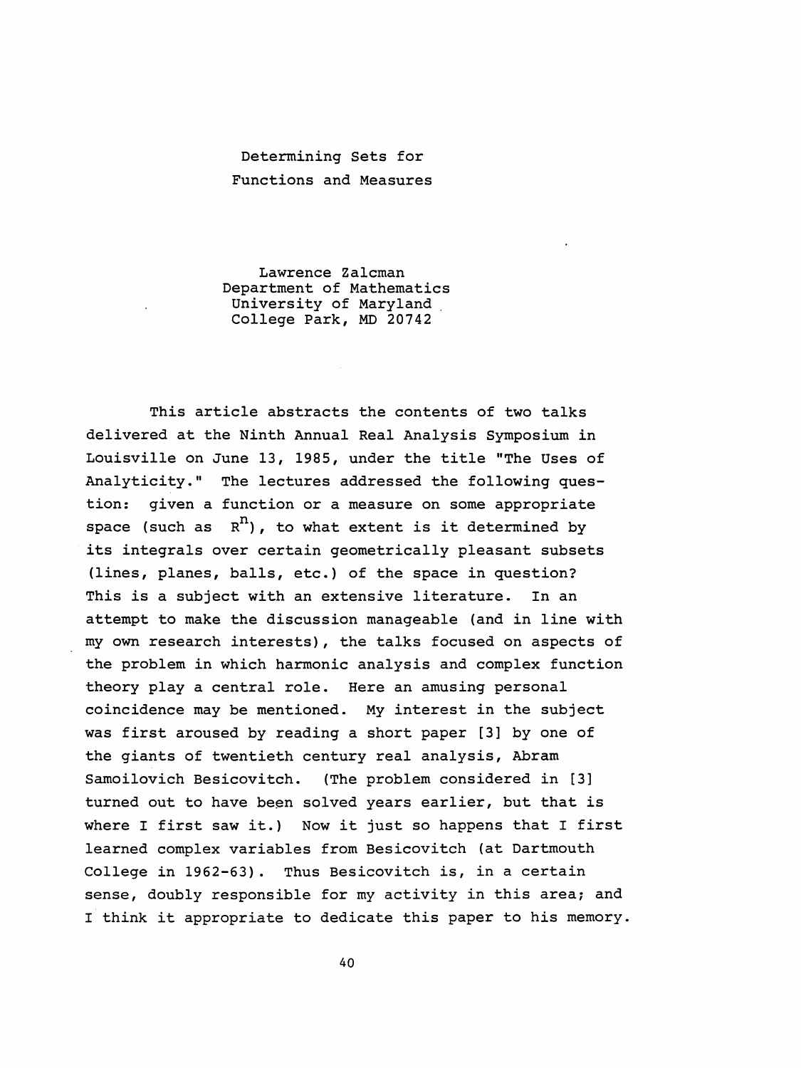# Determining Sets for Functions and Measures

Lawrence Zalcman
Department of Mathematics
University of Maryland
College Park, MD 20742

This article abstracts the contents of two talks delivered at the Ninth Annual Real Analysis Symposium in Louisville on June 13, 1985, under the title "The Uses of Analyticity." The lectures addressed the following question: given a function or a measure on some appropriate space (such as $R^n$), to what extent is it determined by its integrals over certain geometrically pleasant subsets (lines, planes, balls, etc.) of the space in question? This is a subject with an extensive literature. In an attempt to make the discussion manageable (and in line with my own research interests), the talks focused on aspects of the problem in which harmonic analysis and complex function theory play a central role. Here an amusing personal coincidence may be mentioned. My interest in the subject was first aroused by reading a short paper [3] by one of the giants of twentieth century real analysis, Abram Samoilovich Besicovitch. (The problem considered in [3] turned out to have been solved years earlier, but that is where I first saw it.) Now it just so happens that I first learned complex variables from Besicovitch (at Dartmouth College in 1962-63). Thus Besicovitch is, in a certain sense, doubly responsible for my activity in this area; and I think it appropriate to dedicate this paper to his memory.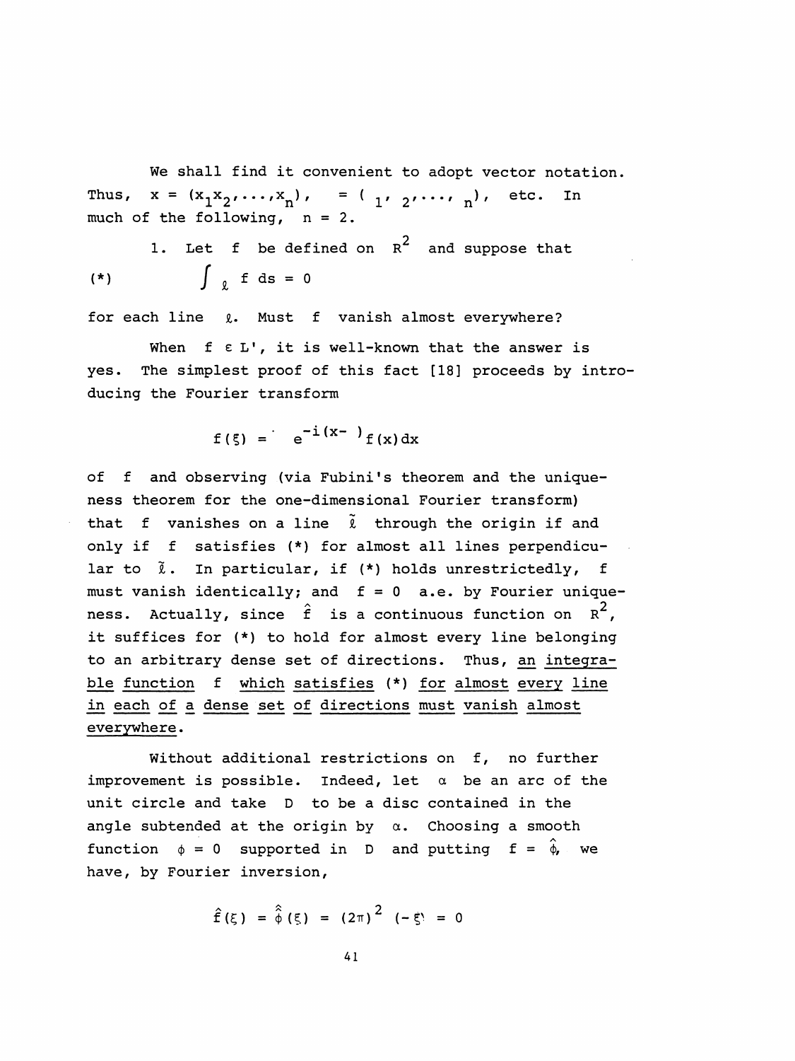We shall find it convenient to adopt vector notation. Thus, $x = (x_1 x_2, \ldots, x_n)$, $= ( _1, _2, \ldots, _n)$, etc. In much of the following, $n = 2$.

1. Let $f$ be defined on $R^2$ and suppose that

$$(*) \qquad \int_{\ell} f \, ds = 0$$

for each line $\ell$. Must $f$ vanish almost everywhere?

When $f \in L'$, it is well-known that the answer is yes. The simplest proof of this fact [18] proceeds by introducing the Fourier transform

$$f(\xi) = \int e^{-i(x- )} f(x) dx$$

of $f$ and observing (via Fubini's theorem and the uniqueness theorem for the one-dimensional Fourier transform) that $f$ vanishes on a line $\tilde{\ell}$ through the origin if and only if $f$ satisfies (*) for almost all lines perpendicular to $\tilde{\ell}$. In particular, if (*) holds unrestrictedly, $f$ must vanish identically; and $f = 0$ a.e. by Fourier uniqueness. Actually, since $\hat{f}$ is a continuous function on $R^2$, it suffices for (*) to hold for almost every line belonging to an arbitrary dense set of directions. Thus, <u>an integrable function $f$ which satisfies (*) for almost every line in each of a dense set of directions must vanish almost everywhere</u>.

Without additional restrictions on $f$, no further improvement is possible. Indeed, let $\alpha$ be an arc of the unit circle and take $D$ to be a disc contained in the angle subtended at the origin by $\alpha$. Choosing a smooth function $\phi = 0$ supported in $D$ and putting $f = \hat{\phi}$, we have, by Fourier inversion,

$$\hat{f}(\xi) = \hat{\hat{\phi}}(\xi) = (2\pi)^2 \; (-\xi) = 0$$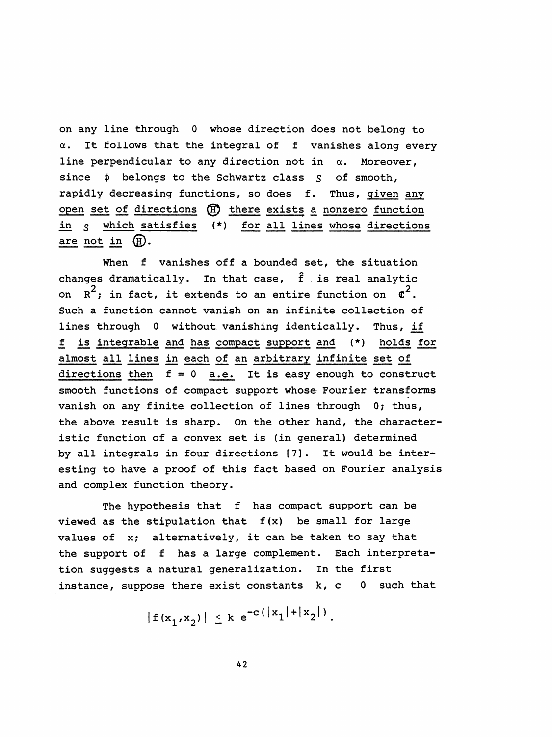on any line through 0 whose direction does not belong to $\alpha$. It follows that the integral of f vanishes along every line perpendicular to any direction not in $\alpha$. Moreover, since $\phi$ belongs to the Schwartz class $\mathcal{S}$ of smooth, rapidly decreasing functions, so does f. Thus, _given any open set of directions_ $\Theta$ _there exists a nonzero function in_ $\mathcal{S}$ _which satisfies_ (*) _for all lines whose directions are not in_ $\Theta$.

When f vanishes off a bounded set, the situation changes dramatically. In that case, $\hat{f}$ is real analytic on $R^2$; in fact, it extends to an entire function on $\mathbb{C}^2$. Such a function cannot vanish on an infinite collection of lines through 0 without vanishing identically. Thus, _if f is integrable and has compact support and_ (*) _holds for almost all lines in each of an arbitrary infinite set of directions then_ $f = 0$ _a.e._ It is easy enough to construct smooth functions of compact support whose Fourier transforms vanish on any finite collection of lines through 0; thus, the above result is sharp. On the other hand, the characteristic function of a convex set is (in general) determined by all integrals in four directions [7]. It would be interesting to have a proof of this fact based on Fourier analysis and complex function theory.

The hypothesis that f has compact support can be viewed as the stipulation that f(x) be small for large values of x; alternatively, it can be taken to say that the support of f has a large complement. Each interpretation suggests a natural generalization. In the first instance, suppose there exist constants k, c 0 such that

$$|f(x_1,x_2)| \le k\ e^{-c(|x_1|+|x_2|)}.$$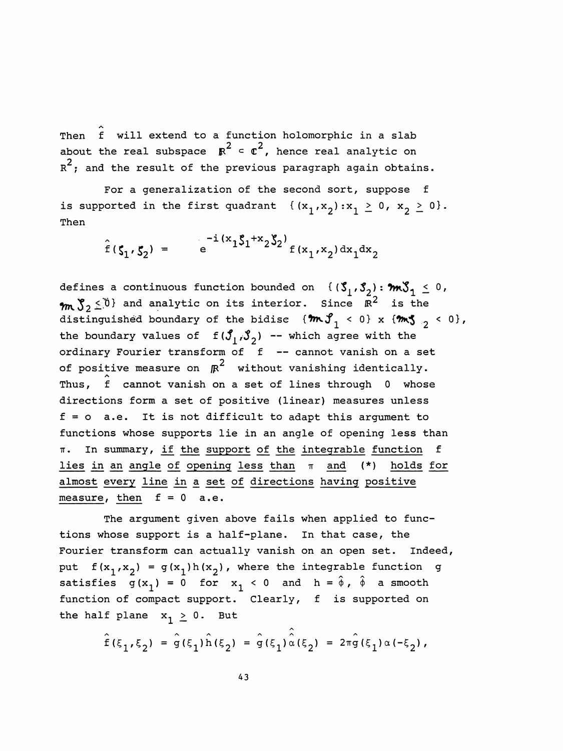Then $\hat{f}$ will extend to a function holomorphic in a slab about the real subspace $\mathbb{R}^2 \subset \mathbb{C}^2$, hence real analytic on $R^2$; and the result of the previous paragraph again obtains.

For a generalization of the second sort, suppose $f$ is supported in the first quadrant $\{(x_1,x_2): x_1 \geq 0,\ x_2 \geq 0\}$. Then

$$\hat{f}(\zeta_1,\zeta_2) = \int e^{-i(x_1\zeta_1 + x_2\zeta_2)} f(x_1,x_2)\,dx_1dx_2$$

defines a continuous function bounded on $\{(\zeta_1,\zeta_2): \mathfrak{Im}\,\zeta_1 \leq 0,\ \mathfrak{Im}\,\zeta_2 \leq 0\}$ and analytic on its interior. Since $\mathbb{R}^2$ is the distinguished boundary of the bidisc $\{\mathfrak{Im}\,\zeta_1 < 0\} \times \{\mathfrak{Im}\,\zeta_2 < 0\}$, the boundary values of $f(\zeta_1,\zeta_2)$ -- which agree with the ordinary Fourier transform of $f$ -- cannot vanish on a set of positive measure on $\mathbb{R}^2$ without vanishing identically. Thus, $\hat{f}$ cannot vanish on a set of lines through $0$ whose directions form a set of positive (linear) measures unless $f = o$ a.e. It is not difficult to adapt this argument to functions whose supports lie in an angle of opening less than $\pi$. In summary, <u>if the support of the integrable function $f$ lies in an angle of opening less than $\pi$ and (*) holds for almost every line in a set of directions having positive measure, then</u> $f = 0$ a.e.

The argument given above fails when applied to functions whose support is a half-plane. In that case, the Fourier transform can actually vanish on an open set. Indeed, put $f(x_1,x_2) = g(x_1)h(x_2)$, where the integrable function $g$ satisfies $g(x_1) = 0$ for $x_1 < 0$ and $h = \hat{\phi}$, $\hat{\phi}$ a smooth function of compact support. Clearly, $f$ is supported on the half plane $x_1 \geq 0$. But

$$\hat{f}(\xi_1,\xi_2) = \hat{g}(\xi_1)\hat{h}(\xi_2) = \hat{g}(\xi_1)\hat{\hat{\alpha}}(\xi_2) = 2\pi\hat{g}(\xi_1)\alpha(-\xi_2),$$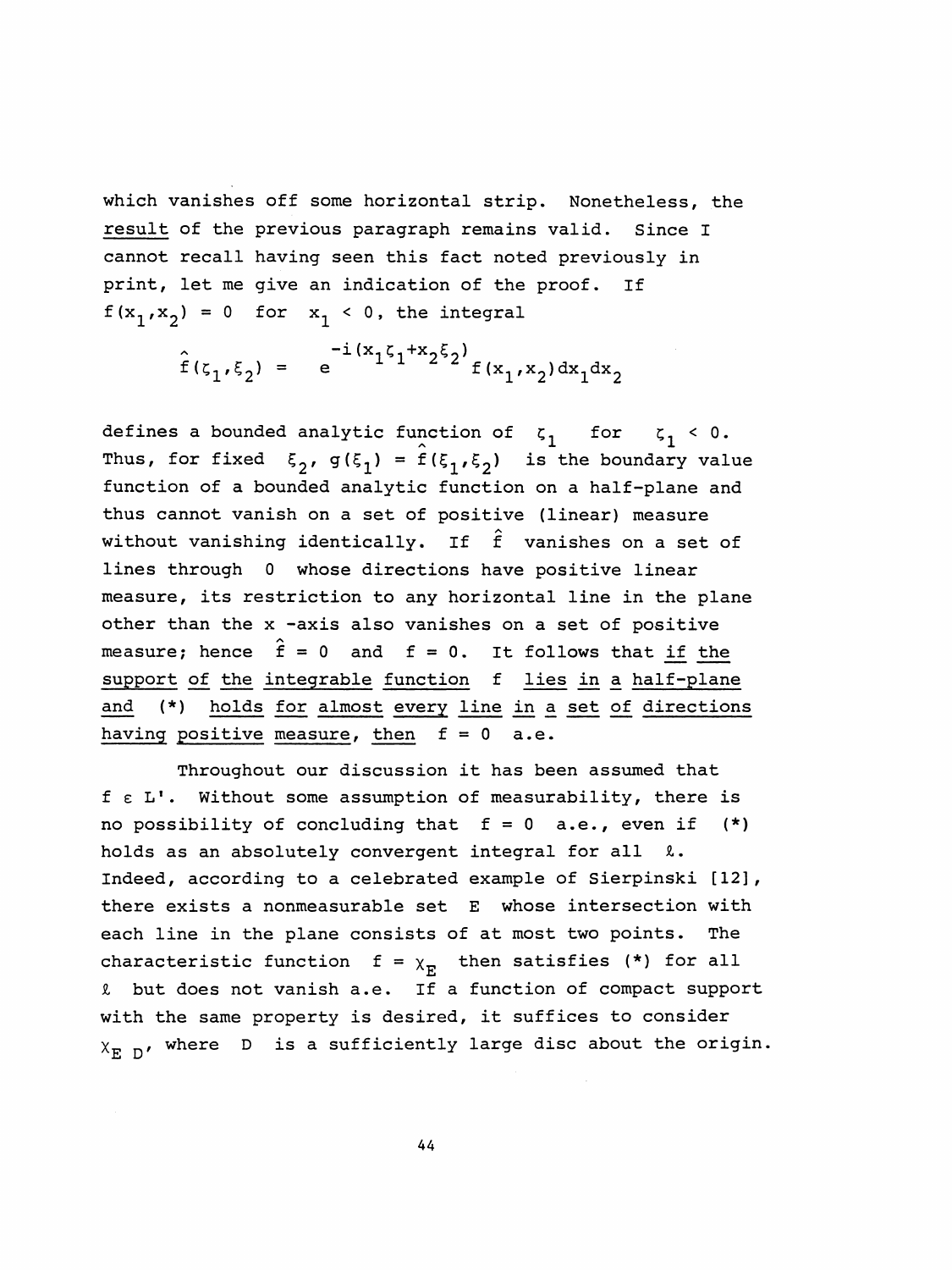which vanishes off some horizontal strip. Nonetheless, the <u>result</u> of the previous paragraph remains valid. Since I cannot recall having seen this fact noted previously in print, let me give an indication of the proof. If $f(x_1,x_2) = 0$ for $x_1 < 0$, the integral

$$\hat{f}(\zeta_1,\xi_2) = \quad e^{-i(x_1\zeta_1+x_2\xi_2)} f(x_1,x_2)dx_1dx_2$$

defines a bounded analytic function of $\zeta_1$ for $\zeta_1 < 0$. Thus, for fixed $\xi_2$, $g(\xi_1) = \hat{f}(\xi_1,\xi_2)$ is the boundary value function of a bounded analytic function on a half-plane and thus cannot vanish on a set of positive (linear) measure without vanishing identically. If $\hat{f}$ vanishes on a set of lines through 0 whose directions have positive linear measure, its restriction to any horizontal line in the plane other than the x -axis also vanishes on a set of positive measure; hence $\hat{f} = 0$ and $f = 0$. It follows that <u>if the support of the integrable function $f$ lies in a half-plane and (*) holds for almost every line in a set of directions having positive measure, then</u> $f = 0$ a.e.

Throughout our discussion it has been assumed that $f \in L'$. Without some assumption of measurability, there is no possibility of concluding that $f = 0$ a.e., even if (*) holds as an absolutely convergent integral for all $\ell$. Indeed, according to a celebrated example of Sierpinski [12], there exists a nonmeasurable set E whose intersection with each line in the plane consists of at most two points. The characteristic function $f = \chi_E$ then satisfies (*) for all $\ell$ but does not vanish a.e. If a function of compact support with the same property is desired, it suffices to consider $\chi_{E\ D}$, where D is a sufficiently large disc about the origin.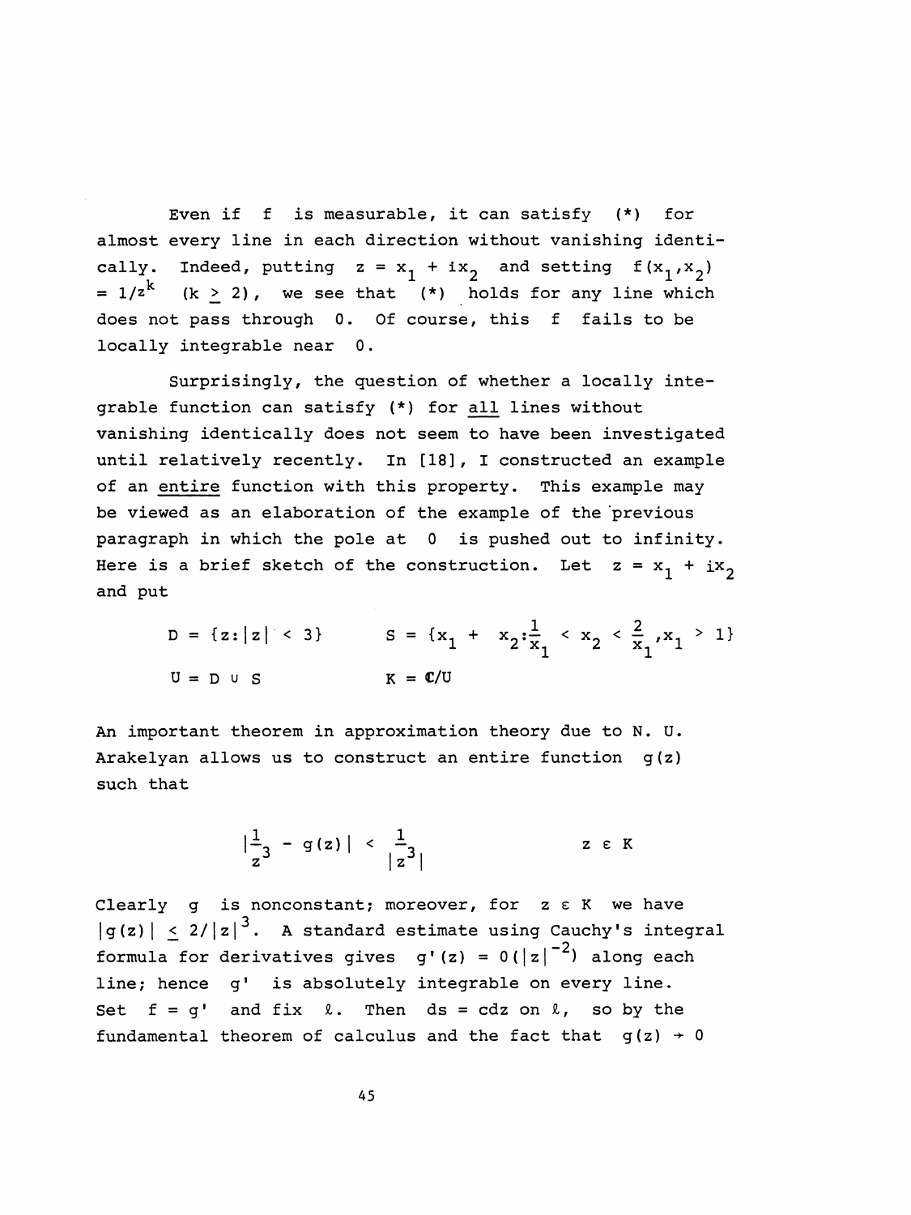Even if $f$ is measurable, it can satisfy (*) for almost every line in each direction without vanishing identically. Indeed, putting $z = x_1 + ix_2$ and setting $f(x_1,x_2) = 1/z^k$ $(k \geq 2)$, we see that (*) holds for any line which does not pass through $0$. Of course, this $f$ fails to be locally integrable near $0$.

Surprisingly, the question of whether a locally integrable function can satisfy (*) for <u>all</u> lines without vanishing identically does not seem to have been investigated until relatively recently. In [18], I constructed an example of an <u>entire</u> function with this property. This example may be viewed as an elaboration of the example of the previous paragraph in which the pole at $0$ is pushed out to infinity. Here is a brief sketch of the construction. Let $z = x_1 + ix_2$ and put

$$D = \{z : |z| < 3\} \qquad S = \{x_1 + x_2 : \frac{1}{x_1} < x_2 < \frac{2}{x_1}, x_1 > 1\}$$

$$U = D \cup S \qquad K = \mathbb{C}/U$$

An important theorem in approximation theory due to N. U. Arakelyan allows us to construct an entire function $g(z)$ such that

$$\left|\frac{1}{z^3} - g(z)\right| < \frac{1}{|z^3|} \qquad z \in K$$

Clearly $g$ is nonconstant; moreover, for $z \in K$ we have $|g(z)| \leq 2/|z|^3$. A standard estimate using Cauchy's integral formula for derivatives gives $g'(z) = O(|z|^{-2})$ along each line; hence $g'$ is absolutely integrable on every line. Set $f = g'$ and fix $\ell$. Then $ds = c\,dz$ on $\ell$, so by the fundamental theorem of calculus and the fact that $g(z) \to 0$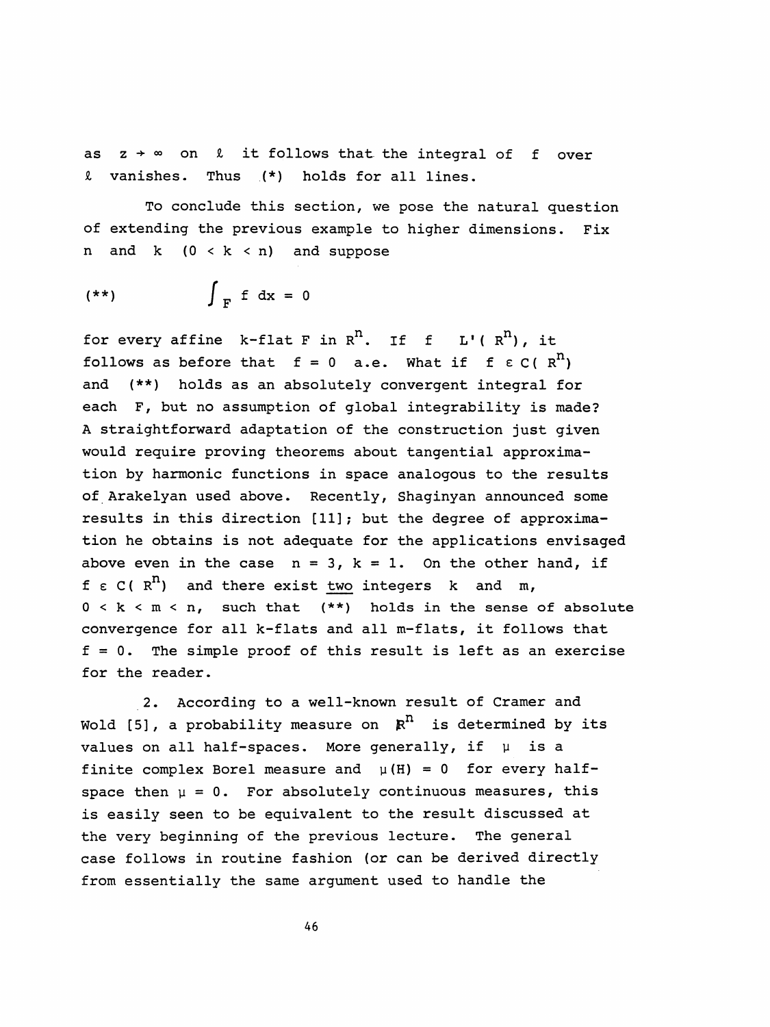as $z \to \infty$ on $\ell$ it follows that the integral of $f$ over $\ell$ vanishes. Thus (*) holds for all lines.

To conclude this section, we pose the natural question of extending the previous example to higher dimensions. Fix $n$ and $k$ $(0 < k < n)$ and suppose

$$(**) \qquad \int_F f \, dx = 0$$

for every affine $k$-flat $F$ in $R^n$. If $f \quad L'(R^n)$, it follows as before that $f = 0$ a.e. What if $f \in C(R^n)$ and (**) holds as an absolutely convergent integral for each $F$, but no assumption of global integrability is made? A straightforward adaptation of the construction just given would require proving theorems about tangential approximation by harmonic functions in space analogous to the results of Arakelyan used above. Recently, Shaginyan announced some results in this direction [11]; but the degree of approximation he obtains is not adequate for the applications envisaged above even in the case $n = 3$, $k = 1$. On the other hand, if $f \in C(R^n)$ and there exist <u>two</u> integers $k$ and $m$, $0 < k < m < n$, such that (**) holds in the sense of absolute convergence for all $k$-flats and all $m$-flats, it follows that $f = 0$. The simple proof of this result is left as an exercise for the reader.

2. According to a well-known result of Cramer and Wold [5], a probability measure on $\mathbb{R}^n$ is determined by its values on all half-spaces. More generally, if $\mu$ is a finite complex Borel measure and $\mu(H) = 0$ for every half-space then $\mu = 0$. For absolutely continuous measures, this is easily seen to be equivalent to the result discussed at the very beginning of the previous lecture. The general case follows in routine fashion (or can be derived directly from essentially the same argument used to handle the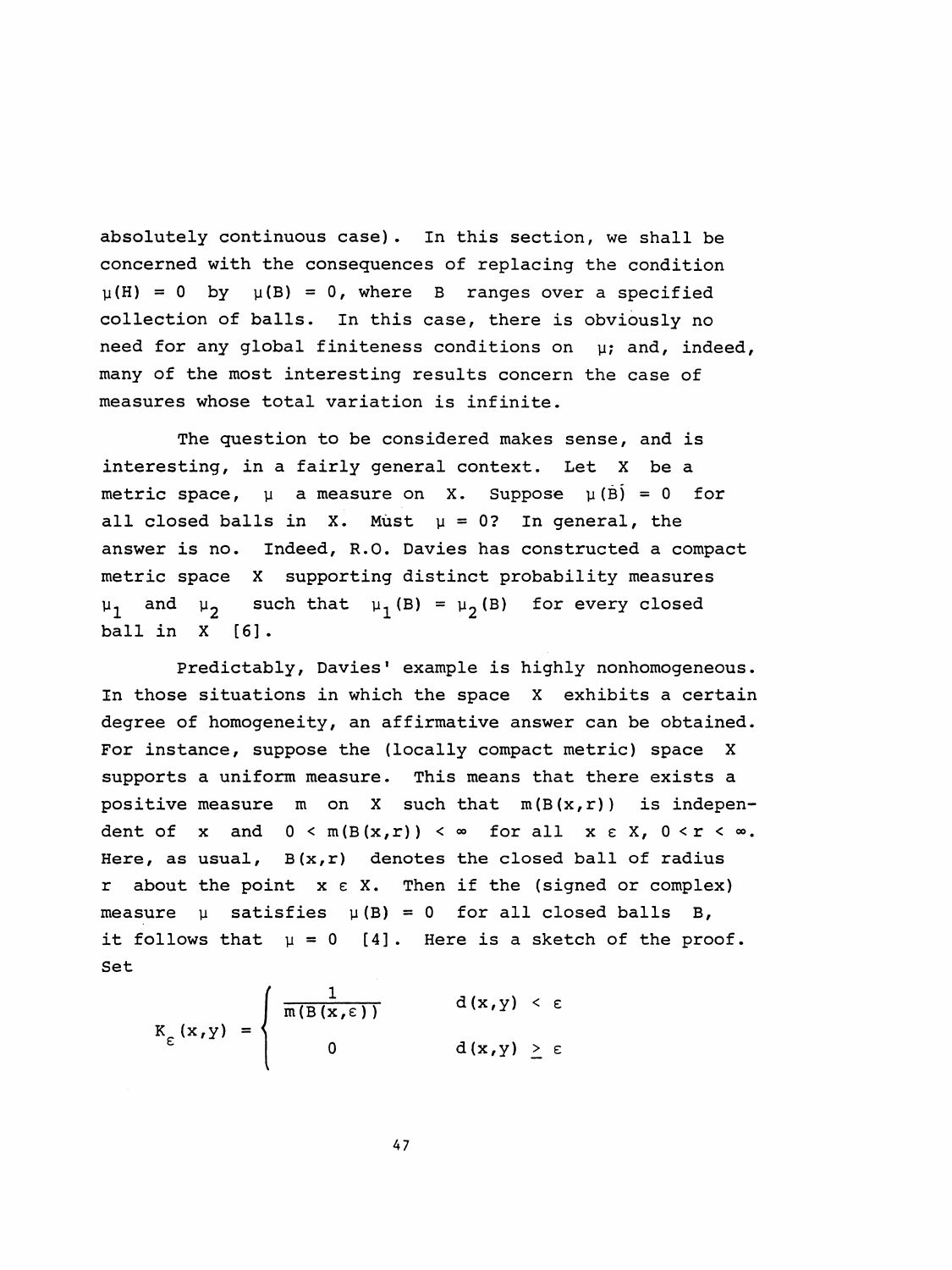absolutely continuous case). In this section, we shall be concerned with the consequences of replacing the condition $\mu(H) = 0$ by $\mu(B) = 0$, where $B$ ranges over a specified collection of balls. In this case, there is obviously no need for any global finiteness conditions on $\mu$; and, indeed, many of the most interesting results concern the case of measures whose total variation is infinite.

The question to be considered makes sense, and is interesting, in a fairly general context. Let $X$ be a metric space, $\mu$ a measure on $X$. Suppose $\mu(B) = 0$ for all closed balls in $X$. Must $\mu = 0$? In general, the answer is no. Indeed, R.O. Davies has constructed a compact metric space $X$ supporting distinct probability measures $\mu_1$ and $\mu_2$ such that $\mu_1(B) = \mu_2(B)$ for every closed ball in $X$ [6].

Predictably, Davies' example is highly nonhomogeneous. In those situations in which the space $X$ exhibits a certain degree of homogeneity, an affirmative answer can be obtained. For instance, suppose the (locally compact metric) space $X$ supports a uniform measure. This means that there exists a positive measure $m$ on $X$ such that $m(B(x,r))$ is independent of $x$ and $0 < m(B(x,r)) < \infty$ for all $x \in X$, $0 < r < \infty$. Here, as usual, $B(x,r)$ denotes the closed ball of radius $r$ about the point $x \in X$. Then if the (signed or complex) measure $\mu$ satisfies $\mu(B) = 0$ for all closed balls $B$, it follows that $\mu = 0$ [4]. Here is a sketch of the proof. Set

$$K_\varepsilon(x,y) = \begin{cases} \dfrac{1}{m(B(x,\varepsilon))} & d(x,y) < \varepsilon \\ 0 & d(x,y) \geq \varepsilon \end{cases}$$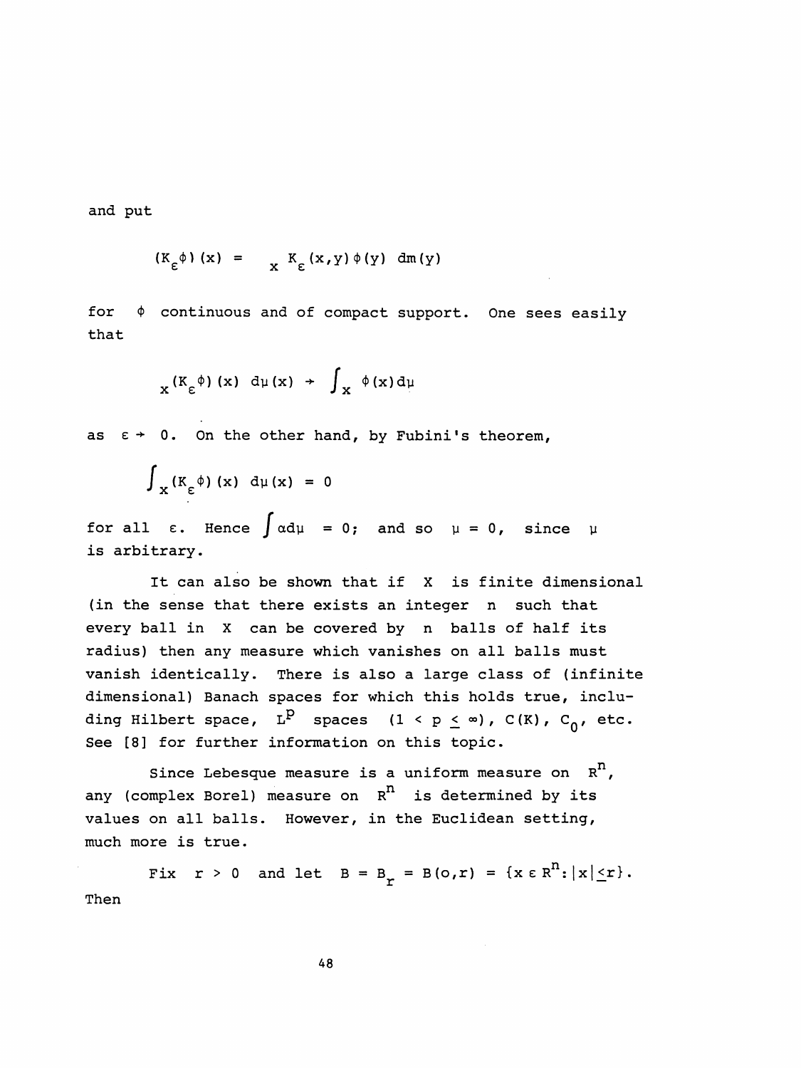and put

$$(K_\varepsilon \phi)(x) = \int_X K_\varepsilon(x,y)\phi(y)\, dm(y)$$

for $\phi$ continuous and of compact support. One sees easily that

$$\int_X (K_\varepsilon \phi)(x)\, d\mu(x) \to \int_X \phi(x) d\mu$$

as $\varepsilon \to 0$. On the other hand, by Fubini's theorem,

$$\int_X (K_\varepsilon \phi)(x)\, d\mu(x) = 0$$

for all $\varepsilon$. Hence $\int \alpha d\mu = 0$; and so $\mu = 0$, since $\mu$ is arbitrary.

It can also be shown that if $X$ is finite dimensional (in the sense that there exists an integer $n$ such that every ball in $X$ can be covered by $n$ balls of half its radius) then any measure which vanishes on all balls must vanish identically. There is also a large class of (infinite dimensional) Banach spaces for which this holds true, including Hilbert space, $L^p$ spaces $(1 < p \leq \infty)$, $C(K)$, $C_0$, etc. See [8] for further information on this topic.

Since Lebesque measure is a uniform measure on $R^n$, any (complex Borel) measure on $R^n$ is determined by its values on all balls. However, in the Euclidean setting, much more is true.

Fix $r > 0$ and let $B = B_r = B(o,r) = \{x \in R^n : |x| \leq r\}$. Then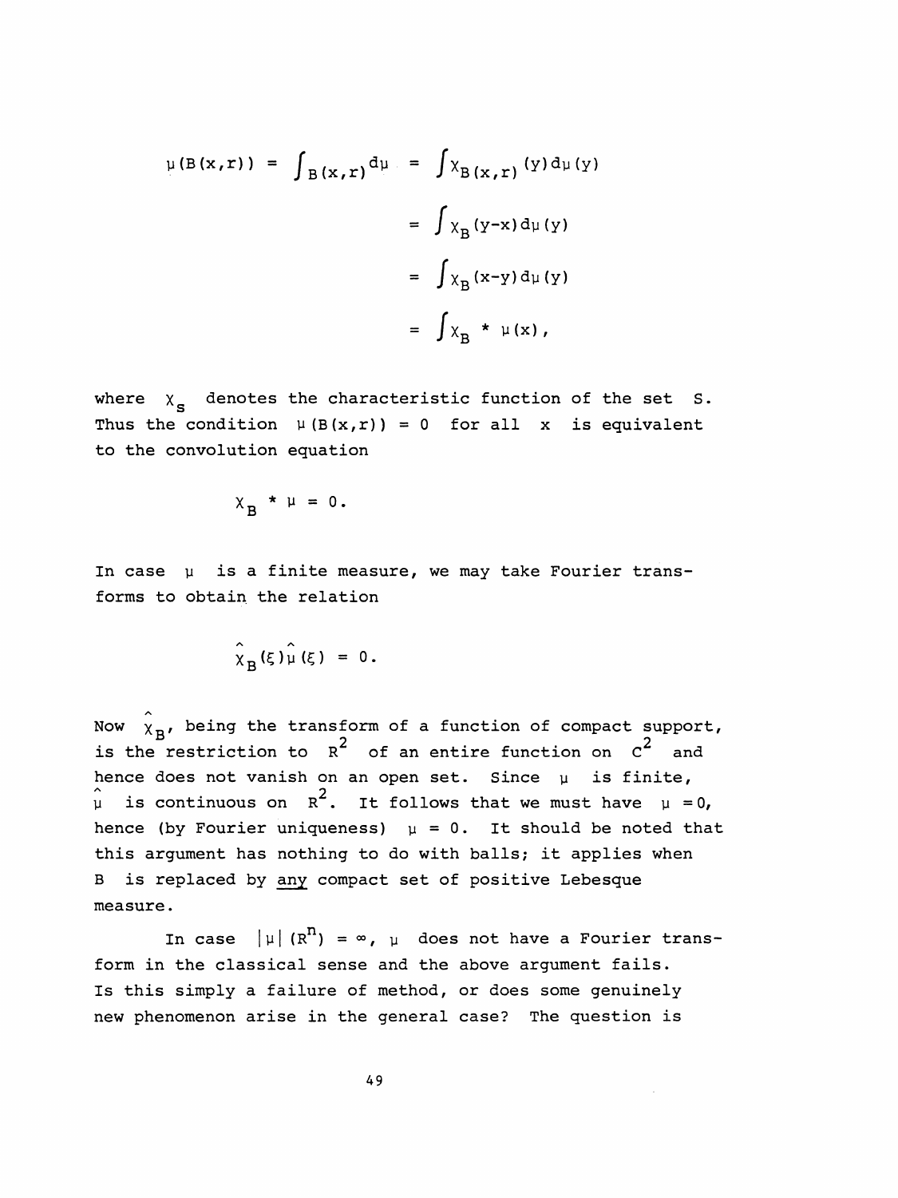$$\mu(B(x,r)) = \int_{B(x,r)} d\mu = \int \chi_{B(x,r)}(y)\,d\mu(y)$$

$$= \int \chi_B(y-x)\,d\mu(y)$$

$$= \int \chi_B(x-y)\,d\mu(y)$$

$$= \int \chi_B * \mu(x),$$

where $\chi_S$ denotes the characteristic function of the set $S$. Thus the condition $\mu(B(x,r)) = 0$ for all $x$ is equivalent to the convolution equation

$$\chi_B * \mu = 0.$$

In case $\mu$ is a finite measure, we may take Fourier transforms to obtain the relation

$$\hat{\chi}_B(\xi)\hat{\mu}(\xi) = 0.$$

Now $\hat{\chi}_B$, being the transform of a function of compact support, is the restriction to $R^2$ of an entire function on $C^2$ and hence does not vanish on an open set. Since $\mu$ is finite, $\hat{\mu}$ is continuous on $R^2$. It follows that we must have $\hat{\mu} = 0$, hence (by Fourier uniqueness) $\mu = 0$. It should be noted that this argument has nothing to do with balls; it applies when $B$ is replaced by <u>any</u> compact set of positive Lebesgue measure.

In case $|\mu|(R^n) = \infty$, $\mu$ does not have a Fourier transform in the classical sense and the above argument fails. Is this simply a failure of method, or does some genuinely new phenomenon arise in the general case? The question is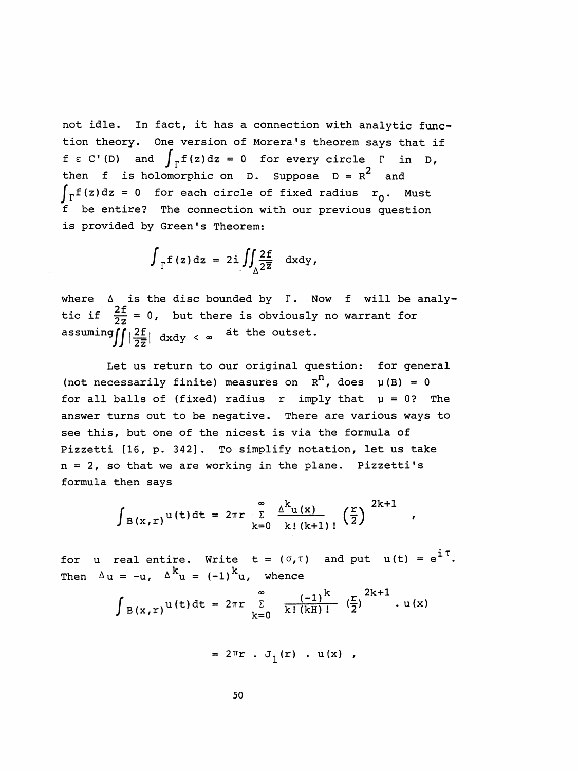not idle. In fact, it has a connection with analytic function theory. One version of Morera's theorem says that if $f \in C'(D)$ and $\int_\Gamma f(z)dz = 0$ for every circle $\Gamma$ in $D$, then $f$ is holomorphic on $D$. Suppose $D = R^2$ and $\int_\Gamma f(z)dz = 0$ for each circle of fixed radius $r_0$. Must $f$ be entire? The connection with our previous question is provided by Green's Theorem:

$$\int_\Gamma f(z)dz = 2i \iint_\Delta \frac{2f}{2\overline{z}} \, dxdy,$$

where $\Delta$ is the disc bounded by $\Gamma$. Now $f$ will be analytic if $\frac{2f}{2\overline{z}} = 0$, but there is obviously no warrant for assuming $\iint |\frac{2f}{2\overline{z}}| \, dxdy < \infty$ at the outset.

Let us return to our original question: for general (not necessarily finite) measures on $R^n$, does $\mu(B) = 0$ for all balls of (fixed) radius $r$ imply that $\mu = 0$? The answer turns out to be negative. There are various ways to see this, but one of the nicest is via the formula of Pizzetti [16, p. 342]. To simplify notation, let us take $n = 2$, so that we are working in the plane. Pizzetti's formula then says

$$\int_{B(x,r)} u(t)dt = 2\pi r \sum_{k=0}^{\infty} \frac{\Delta^k u(x)}{k!(k+1)!} \left(\frac{r}{2}\right)^{2k+1},$$

for $u$ real entire. Write $t = (\sigma, \tau)$ and put $u(t) = e^{i\tau}$. Then $\Delta u = -u$, $\Delta^k u = (-1)^k u$, whence

$$\int_{B(x,r)} u(t)dt = 2\pi r \sum_{k=0}^{\infty} \frac{(-1)^k}{k!(kH)!} \left(\frac{r}{2}\right)^{2k+1} \cdot u(x)$$

$$= 2\pi r \cdot J_1(r) \cdot u(x),$$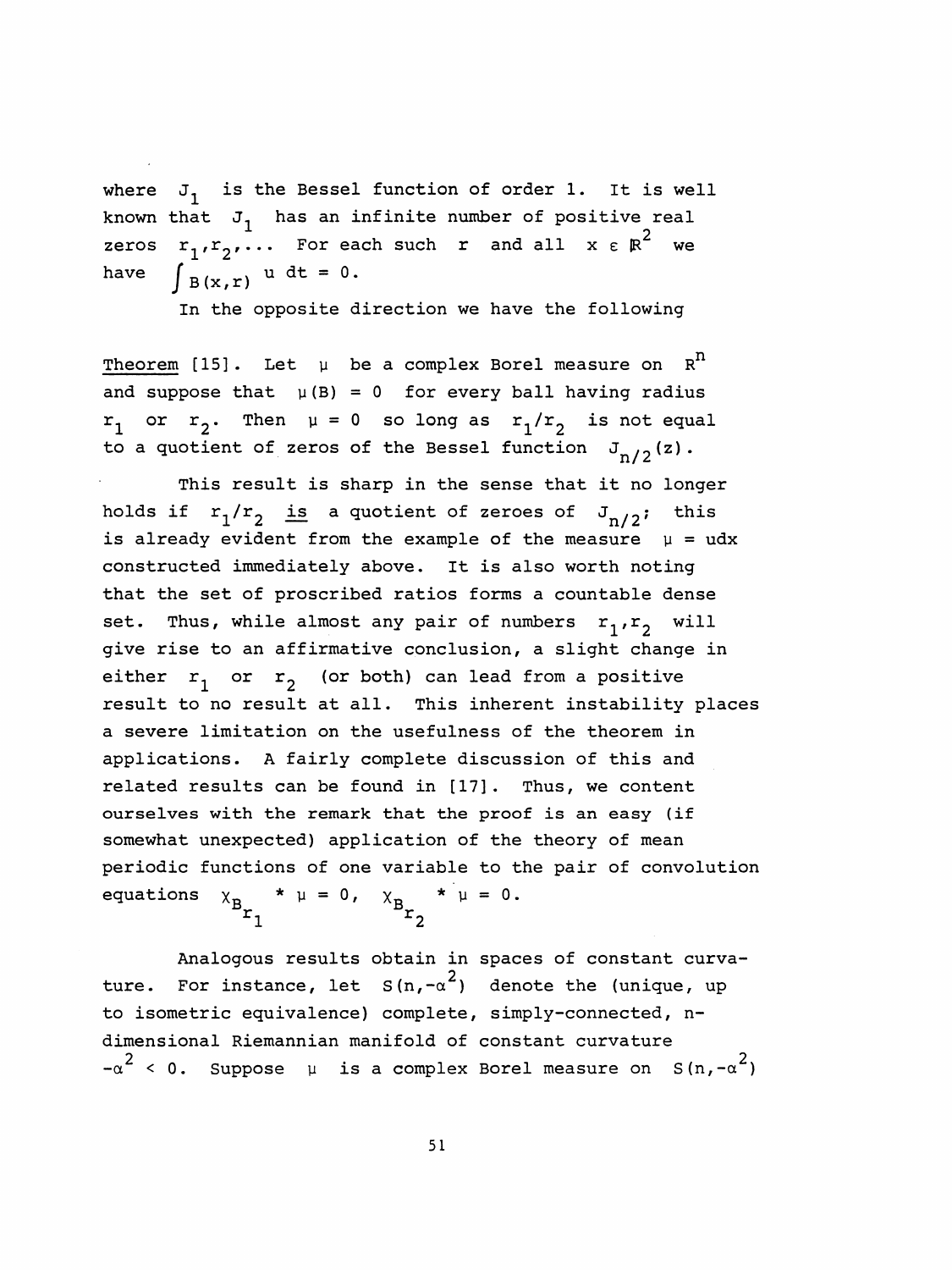where $J_1$ is the Bessel function of order 1. It is well known that $J_1$ has an infinite number of positive real zeros $r_1, r_2, \ldots$ For each such $r$ and all $x \in \mathbb{R}^2$ we have $\int_{B(x,r)} u \, dt = 0$.

In the opposite direction we have the following

<u>Theorem</u> [15]. Let $\mu$ be a complex Borel measure on $R^n$ and suppose that $\mu(B) = 0$ for every ball having radius $r_1$ or $r_2$. Then $\mu = 0$ so long as $r_1/r_2$ is not equal to a quotient of zeros of the Bessel function $J_{n/2}(z)$.

This result is sharp in the sense that it no longer holds if $r_1/r_2$ <u>is</u> a quotient of zeroes of $J_{n/2}$; this is already evident from the example of the measure $\mu = udx$ constructed immediately above. It is also worth noting that the set of proscribed ratios forms a countable dense set. Thus, while almost any pair of numbers $r_1, r_2$ will give rise to an affirmative conclusion, a slight change in either $r_1$ or $r_2$ (or both) can lead from a positive result to no result at all. This inherent instability places a severe limitation on the usefulness of the theorem in applications. A fairly complete discussion of this and related results can be found in [17]. Thus, we content ourselves with the remark that the proof is an easy (if somewhat unexpected) application of the theory of mean periodic functions of one variable to the pair of convolution equations $\chi_{B_{r_1}} * \mu = 0$, $\chi_{B_{r_2}} * \mu = 0$.

Analogous results obtain in spaces of constant curvature. For instance, let $S(n, -\alpha^2)$ denote the (unique, up to isometric equivalence) complete, simply-connected, n-dimensional Riemannian manifold of constant curvature $-\alpha^2 < 0$. Suppose $\mu$ is a complex Borel measure on $S(n, -\alpha^2)$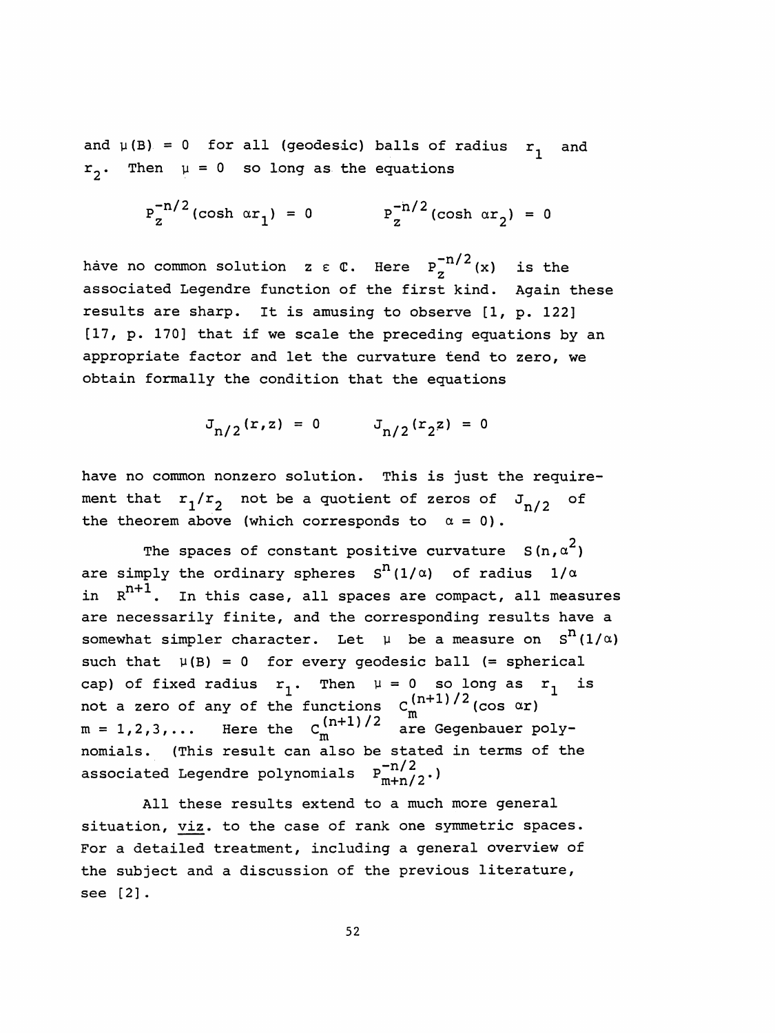and $\mu(B) = 0$ for all (geodesic) balls of radius $r_1$ and $r_2$. Then $\mu = 0$ so long as the equations

$$P_z^{-n/2}(\cosh \alpha r_1) = 0 \qquad P_z^{-n/2}(\cosh \alpha r_2) = 0$$

have no common solution $z \in \mathbb{C}$. Here $P_z^{-n/2}(x)$ is the associated Legendre function of the first kind. Again these results are sharp. It is amusing to observe [1, p. 122] [17, p. 170] that if we scale the preceding equations by an appropriate factor and let the curvature tend to zero, we obtain formally the condition that the equations

$$J_{n/2}(r,z) = 0 \qquad J_{n/2}(r_2 z) = 0$$

have no common nonzero solution. This is just the requirement that $r_1/r_2$ not be a quotient of zeros of $J_{n/2}$ of the theorem above (which corresponds to $\alpha = 0$).

The spaces of constant positive curvature $S(n,\alpha^2)$ are simply the ordinary spheres $S^n(1/\alpha)$ of radius $1/\alpha$ in $R^{n+1}$. In this case, all spaces are compact, all measures are necessarily finite, and the corresponding results have a somewhat simpler character. Let $\mu$ be a measure on $S^n(1/\alpha)$ such that $\mu(B) = 0$ for every geodesic ball (= spherical cap) of fixed radius $r_1$. Then $\mu = 0$ so long as $r_1$ is not a zero of any of the functions $C_m^{(n+1)/2}(\cos \alpha r)$ $m = 1,2,3,\ldots$ Here the $C_m^{(n+1)/2}$ are Gegenbauer polynomials. (This result can also be stated in terms of the associated Legendre polynomials $P_{m+n/2}^{-n/2}$.)

All these results extend to a much more general situation, *viz.* to the case of rank one symmetric spaces. For a detailed treatment, including a general overview of the subject and a discussion of the previous literature, see [2].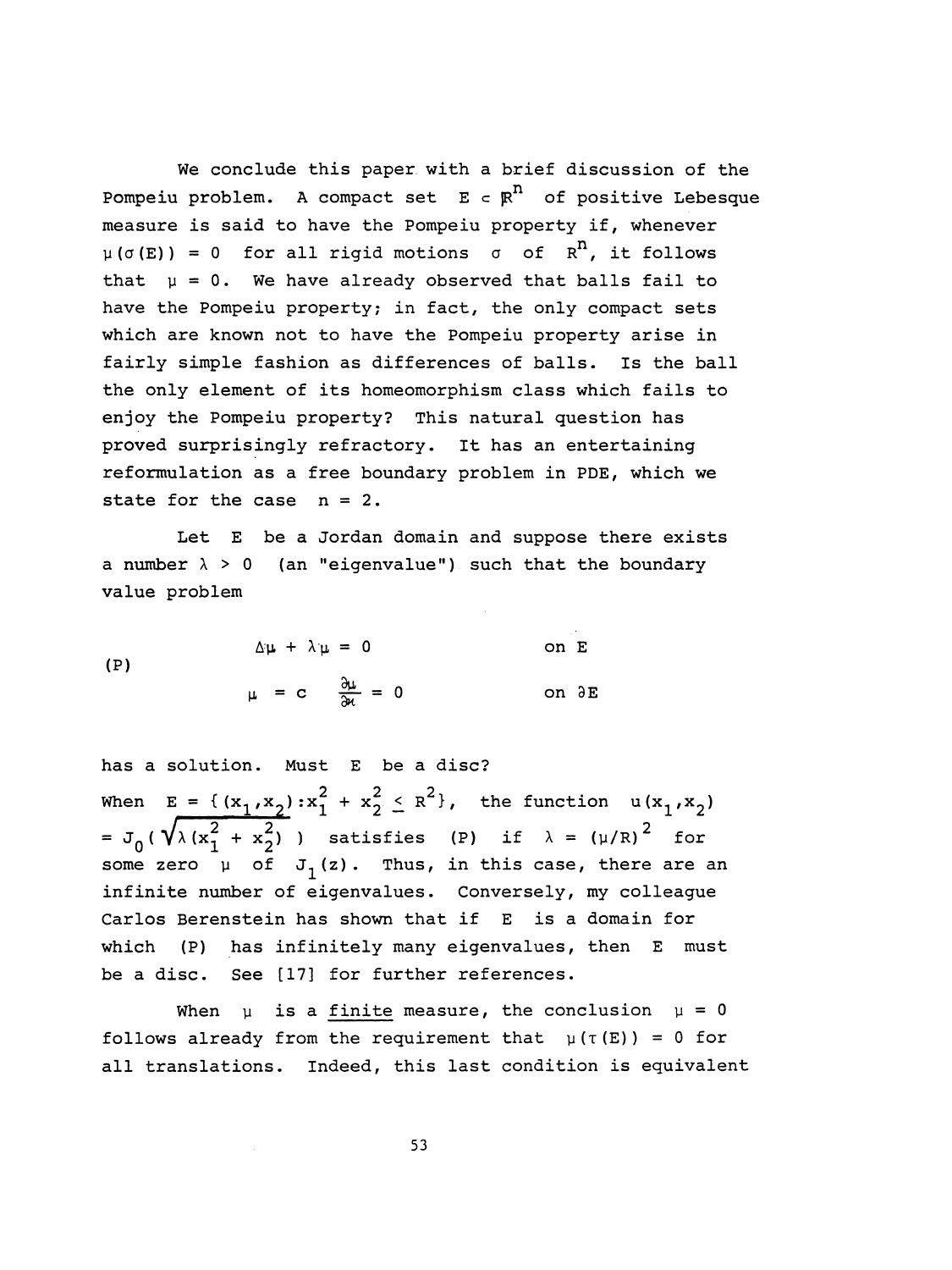We conclude this paper with a brief discussion of the Pompeiu problem. A compact set $E \subset \mathbb{R}^n$ of positive Lebesque measure is said to have the Pompeiu property if, whenever $\mu(\sigma(E)) = 0$ for all rigid motions $\sigma$ of $\mathbb{R}^n$, it follows that $\mu = 0$. We have already observed that balls fail to have the Pompeiu property; in fact, the only compact sets which are known not to have the Pompeiu property arise in fairly simple fashion as differences of balls. Is the ball the only element of its homeomorphism class which fails to enjoy the Pompeiu property? This natural question has proved surprisingly refractory. It has an entertaining reformulation as a free boundary problem in PDE, which we state for the case $n = 2$.

Let $E$ be a Jordan domain and suppose there exists a number $\lambda > 0$ (an "eigenvalue") such that the boundary value problem

$$
\text{(P)} \qquad \begin{aligned} \Delta\mu + \lambda\mu &= 0 && \text{on } E \\ \mu = c \quad \frac{\partial\mu}{\partial n} &= 0 && \text{on } \partial E \end{aligned}
$$

has a solution. Must $E$ be a disc?

When $E = \{(x_1,x_2): x_1^2 + x_2^2 \leq R^2\}$, the function $u(x_1,x_2) = J_0(\sqrt{\lambda(x_1^2 + x_2^2)})$ satisfies (P) if $\lambda = (\mu/R)^2$ for some zero $\mu$ of $J_1(z)$. Thus, in this case, there are an infinite number of eigenvalues. Conversely, my colleague Carlos Berenstein has shown that if $E$ is a domain for which (P) has infinitely many eigenvalues, then $E$ must be a disc. See [17] for further references.

When $\mu$ is a <u>finite</u> measure, the conclusion $\mu = 0$ follows already from the requirement that $\mu(\tau(E)) = 0$ for all translations. Indeed, this last condition is equivalent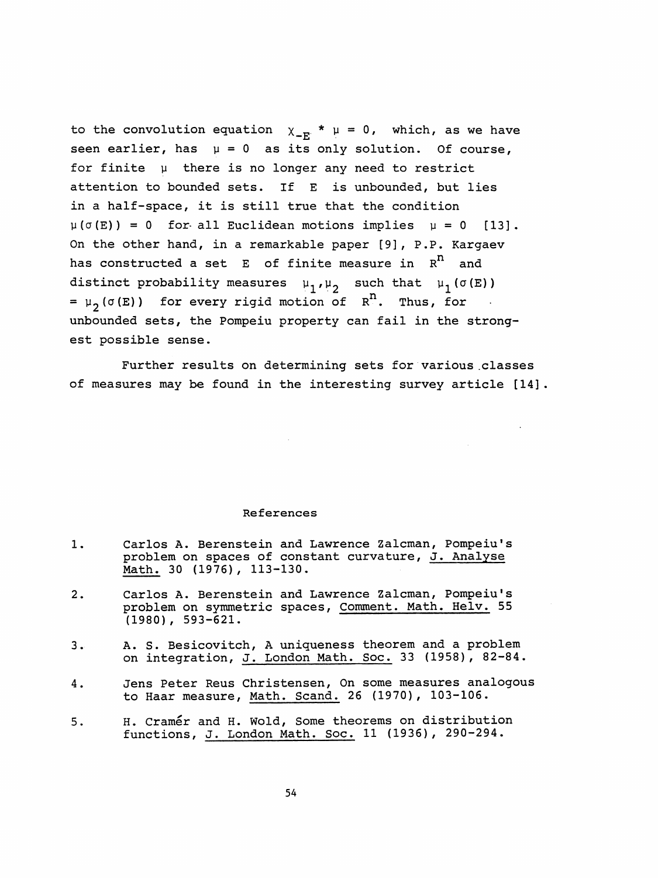to the convolution equation $\chi_{-E} * \mu = 0$, which, as we have seen earlier, has $\mu = 0$ as its only solution. Of course, for finite $\mu$ there is no longer any need to restrict attention to bounded sets. If $E$ is unbounded, but lies in a half-space, it is still true that the condition $\mu(\sigma(E)) = 0$ for all Euclidean motions implies $\mu = 0$ [13]. On the other hand, in a remarkable paper [9], P.P. Kargaev has constructed a set $E$ of finite measure in $R^n$ and distinct probability measures $\mu_1, \mu_2$ such that $\mu_1(\sigma(E)) = \mu_2(\sigma(E))$ for every rigid motion of $R^n$. Thus, for unbounded sets, the Pompeiu property can fail in the strongest possible sense.

Further results on determining sets for various classes of measures may be found in the interesting survey article [14].

## References

1. Carlos A. Berenstein and Lawrence Zalcman, Pompeiu's problem on spaces of constant curvature, J. Analyse Math. 30 (1976), 113-130.

2. Carlos A. Berenstein and Lawrence Zalcman, Pompeiu's problem on symmetric spaces, Comment. Math. Helv. 55 (1980), 593-621.

3. A. S. Besicovitch, A uniqueness theorem and a problem on integration, J. London Math. Soc. 33 (1958), 82-84.

4. Jens Peter Reus Christensen, On some measures analogous to Haar measure, Math. Scand. 26 (1970), 103-106.

5. H. Cramér and H. Wold, Some theorems on distribution functions, J. London Math. Soc. 11 (1936), 290-294.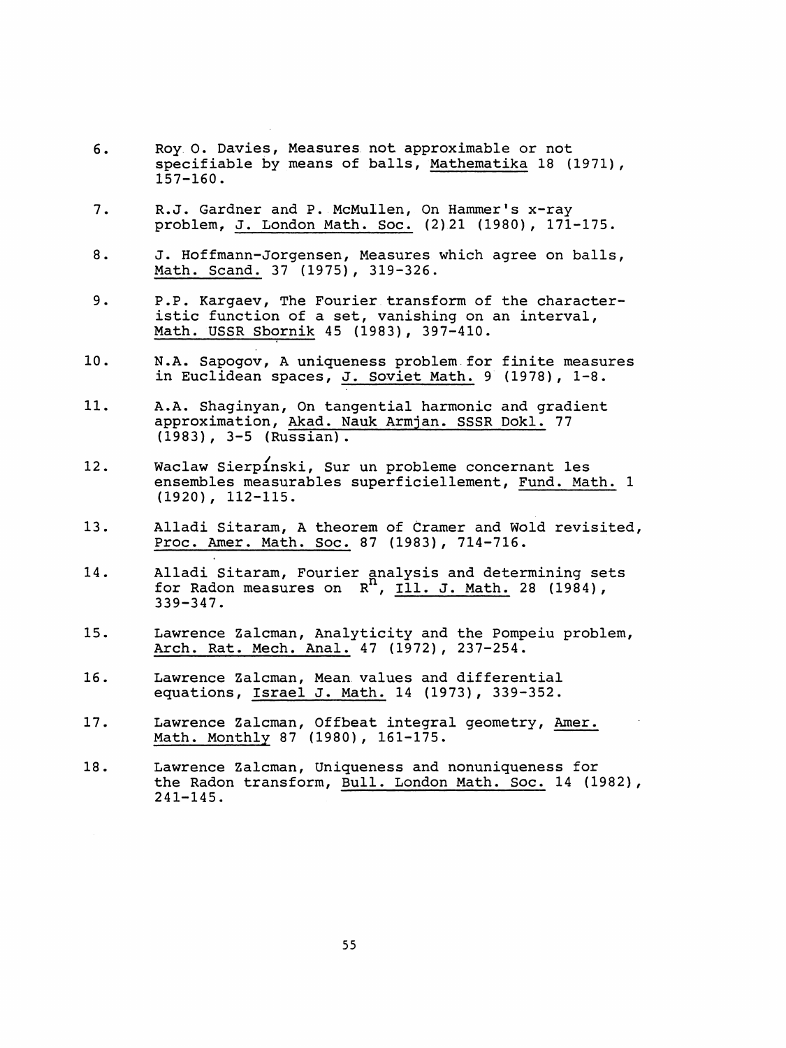6. Roy O. Davies, Measures not approximable or not specifiable by means of balls, Mathematika 18 (1971), 157-160.

7. R.J. Gardner and P. McMullen, On Hammer's x-ray problem, J. London Math. Soc. (2) 21 (1980), 171-175.

8. J. Hoffmann-Jorgensen, Measures which agree on balls, Math. Scand. 37 (1975), 319-326.

9. P.P. Kargaev, The Fourier transform of the characteristic function of a set, vanishing on an interval, Math. USSR Sbornik 45 (1983), 397-410.

10. N.A. Sapogov, A uniqueness problem for finite measures in Euclidean spaces, J. Soviet Math. 9 (1978), 1-8.

11. A.A. Shaginyan, On tangential harmonic and gradient approximation, Akad. Nauk Armjan. SSSR Dokl. 77 (1983), 3-5 (Russian).

12. Waclaw Sierpínski, Sur un probleme concernant les ensembles measurables superficiellement, Fund. Math. 1 (1920), 112-115.

13. Alladi Sitaram, A theorem of Cramer and Wold revisited, Proc. Amer. Math. Soc. 87 (1983), 714-716.

14. Alladi Sitaram, Fourier analysis and determining sets for Radon measures on $R^n$, Ill. J. Math. 28 (1984), 339-347.

15. Lawrence Zalcman, Analyticity and the Pompeiu problem, Arch. Rat. Mech. Anal. 47 (1972), 237-254.

16. Lawrence Zalcman, Mean values and differential equations, Israel J. Math. 14 (1973), 339-352.

17. Lawrence Zalcman, Offbeat integral geometry, Amer. Math. Monthly 87 (1980), 161-175.

18. Lawrence Zalcman, Uniqueness and nonuniqueness for the Radon transform, Bull. London Math. Soc. 14 (1982), 241-145.